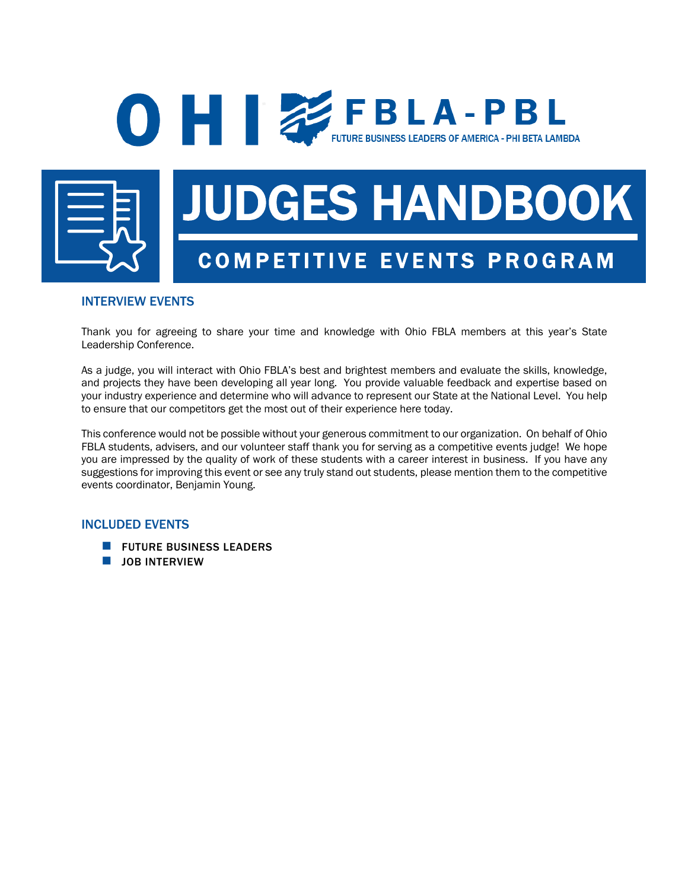# OHIO FBLA-PBL

FUTURE BUSINESS LEADERS OF AMERICA - PHI BETA LAMBDA

# JUDGES HANDBOOK

## COMPETITIVE EVENTS PROGRAM

### INTERVIEW EVENTS

Thank you for agreeing to share your time and knowledge with Ohio FBLA members at this year's State Leadership Conference.

As a judge, you will interact with Ohio FBLA's best and brightest members and evaluate the skills, knowledge, and projects they have been developing all year long. You provide valuable feedback and expertise based on your industry experience and determine who will advance to represent our State at the National Level. You help to ensure that our competitors get the most out of their experience here today.

This conference would not be possible without your generous commitment to our organization. On behalf of Ohio FBLA students, advisers, and our volunteer staff thank you for serving as a competitive events judge! We hope you are impressed by the quality of work of these students with a career interest in business. If you have any suggestions for improving this event or see any truly stand out students, please mention them to the competitive events coordinator, Benjamin Young.

### INCLUDED EVENTS

- FUTURE BUSINESS LEADERS
- JOB INTERVIEW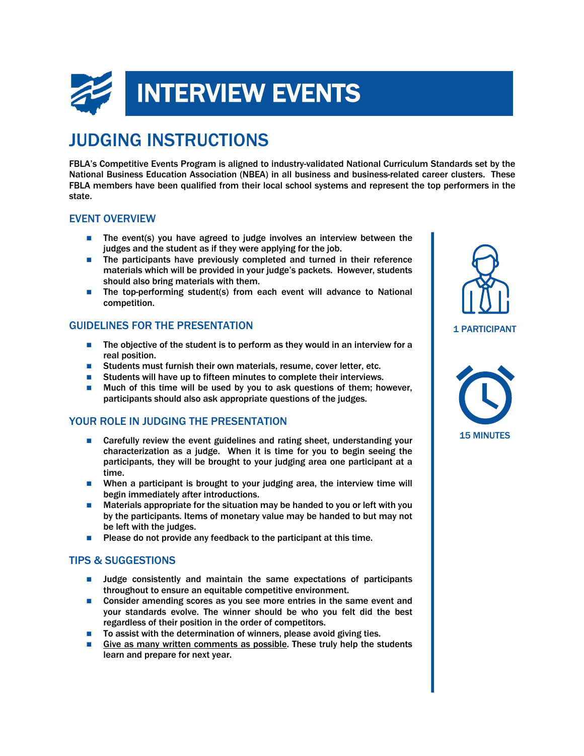# INTERVIEW EVENTS

## JUDGING INSTRUCTIONS

FBLA's Competitive Events Program is aligned to industry-validated National Curriculum Standards set by the National Business Education Association (NBEA) in all business and business-related career clusters. These FBLA members have been qualified from their local school systems and represent the top performers in the state.

1 PARTICIPANT

15 MINUTES

### EVENT OVERVIEW

- The event(s) you have agreed to judge involves an interview between the judges and the student as if they were applying for the job.
- The participants have previously completed and turned in their reference materials which will be provided in your judge's packets. However, students should also bring materials with them.
- The top-performing student(s) from each event will advance to National competition.

### GUIDELINES FOR THE PRESENTATION

- The objective of the student is to perform as they would in an interview for a real position.
- Students must furnish their own materials, resume, cover letter, etc.
- Students will have up to fifteen minutes to complete their interviews.
- Much of this time will be used by you to ask questions of them; however, participants should also ask appropriate questions of the judges.

### YOUR ROLE IN JUDGING THE PRESENTATION

- Carefully review the event guidelines and rating sheet, understanding your characterization as a judge. When it is time for you to begin seeing the participants, they will be brought to your judging area one participant at a time.
- When a participant is brought to your judging area, the interview time will begin immediately after introductions.
- Materials appropriate for the situation may be handed to you or left with you by the participants. Items of monetary value may be handed to but may not be left with the judges.
- Please do not provide any feedback to the participant at this time.

### TIPS & SUGGESTIONS

- Judge consistently and maintain the same expectations of participants throughout to ensure an equitable competitive environment.
- Consider amending scores as you see more entries in the same event and your standards evolve. The winner should be who you felt did the best regardless of their position in the order of competitors.
- To assist with the determination of winners, please avoid giving ties.
- Give as many written comments as possible. These truly help the students learn and prepare for next year.